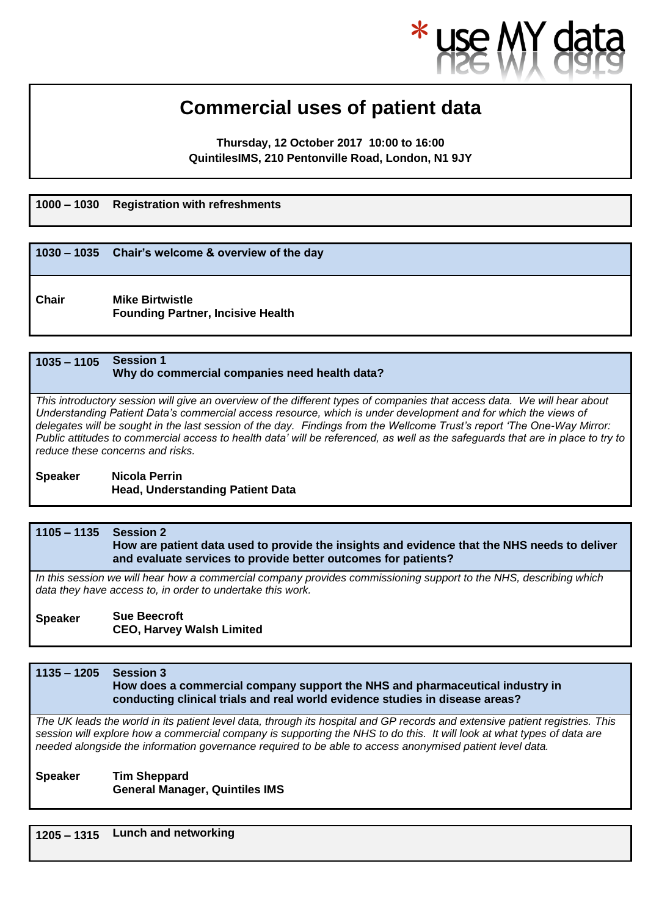\* use MY data

# Commercial uses of patient data

**Thursday, 12 October 2017 10:00 to 16:00**
**QuintilesIMS, 210 Pentonville Road, London, N1 9JY**

**1000 – 1030 Registration with refreshments**

**1030 – 1035 Chair's welcome & overview of the day**

**Chair** **Mike Birtwistle**
**Founding Partner, Incisive Health**

**1035 – 1105 Session 1**
**Why do commercial companies need health data?**

*This introductory session will give an overview of the different types of companies that access data. We will hear about Understanding Patient Data's commercial access resource, which is under development and for which the views of delegates will be sought in the last session of the day. Findings from the Wellcome Trust's report 'The One-Way Mirror: Public attitudes to commercial access to health data' will be referenced, as well as the safeguards that are in place to try to reduce these concerns and risks.*

**Speaker** **Nicola Perrin**
**Head, Understanding Patient Data**

**1105 – 1135 Session 2**
**How are patient data used to provide the insights and evidence that the NHS needs to deliver and evaluate services to provide better outcomes for patients?**

*In this session we will hear how a commercial company provides commissioning support to the NHS, describing which data they have access to, in order to undertake this work.*

**Speaker** **Sue Beecroft**
**CEO, Harvey Walsh Limited**

**1135 – 1205 Session 3**
**How does a commercial company support the NHS and pharmaceutical industry in conducting clinical trials and real world evidence studies in disease areas?**

*The UK leads the world in its patient level data, through its hospital and GP records and extensive patient registries. This session will explore how a commercial company is supporting the NHS to do this. It will look at what types of data are needed alongside the information governance required to be able to access anonymised patient level data.*

**Speaker** **Tim Sheppard**
**General Manager, Quintiles IMS**

**1205 – 1315 Lunch and networking**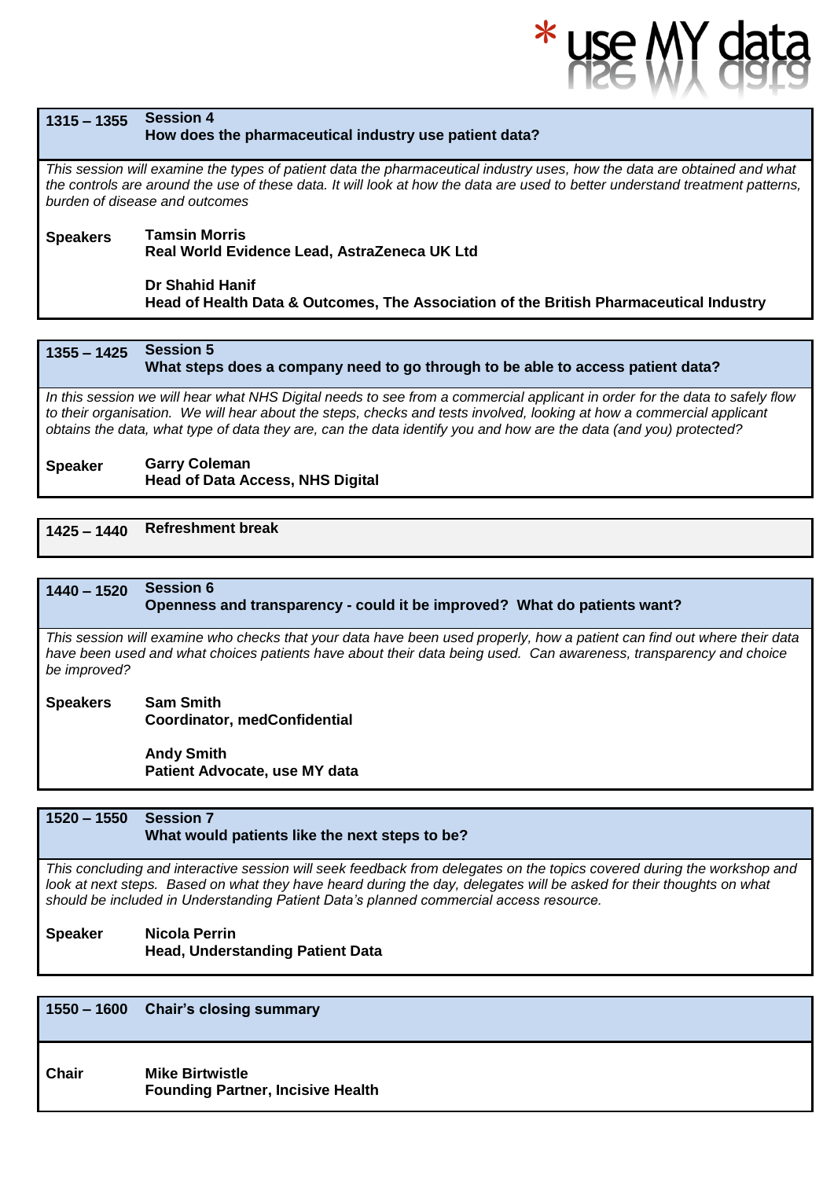*use MY data

## 1315 – 1355 Session 4
### How does the pharmaceutical industry use patient data?

*This session will examine the types of patient data the pharmaceutical industry uses, how the data are obtained and what the controls are around the use of these data. It will look at how the data are used to better understand treatment patterns, burden of disease and outcomes*

**Speakers**

**Tamsin Morris**
**Real World Evidence Lead, AstraZeneca UK Ltd**

**Dr Shahid Hanif**
**Head of Health Data & Outcomes, The Association of the British Pharmaceutical Industry**

## 1355 – 1425 Session 5
### What steps does a company need to go through to be able to access patient data?

*In this session we will hear what NHS Digital needs to see from a commercial applicant in order for the data to safely flow to their organisation. We will hear about the steps, checks and tests involved, looking at how a commercial applicant obtains the data, what type of data they are, can the data identify you and how are the data (and you) protected?*

**Speaker**

**Garry Coleman**
**Head of Data Access, NHS Digital**

## 1425 – 1440 Refreshment break

## 1440 – 1520 Session 6
### Openness and transparency - could it be improved? What do patients want?

*This session will examine who checks that your data have been used properly, how a patient can find out where their data have been used and what choices patients have about their data being used. Can awareness, transparency and choice be improved?*

**Speakers**

**Sam Smith**
**Coordinator, medConfidential**

**Andy Smith**
**Patient Advocate, use MY data**

## 1520 – 1550 Session 7
### What would patients like the next steps to be?

*This concluding and interactive session will seek feedback from delegates on the topics covered during the workshop and look at next steps. Based on what they have heard during the day, delegates will be asked for their thoughts on what should be included in Understanding Patient Data's planned commercial access resource.*

**Speaker**

**Nicola Perrin**
**Head, Understanding Patient Data**

## 1550 – 1600 Chair's closing summary

**Chair**

**Mike Birtwistle**
**Founding Partner, Incisive Health**